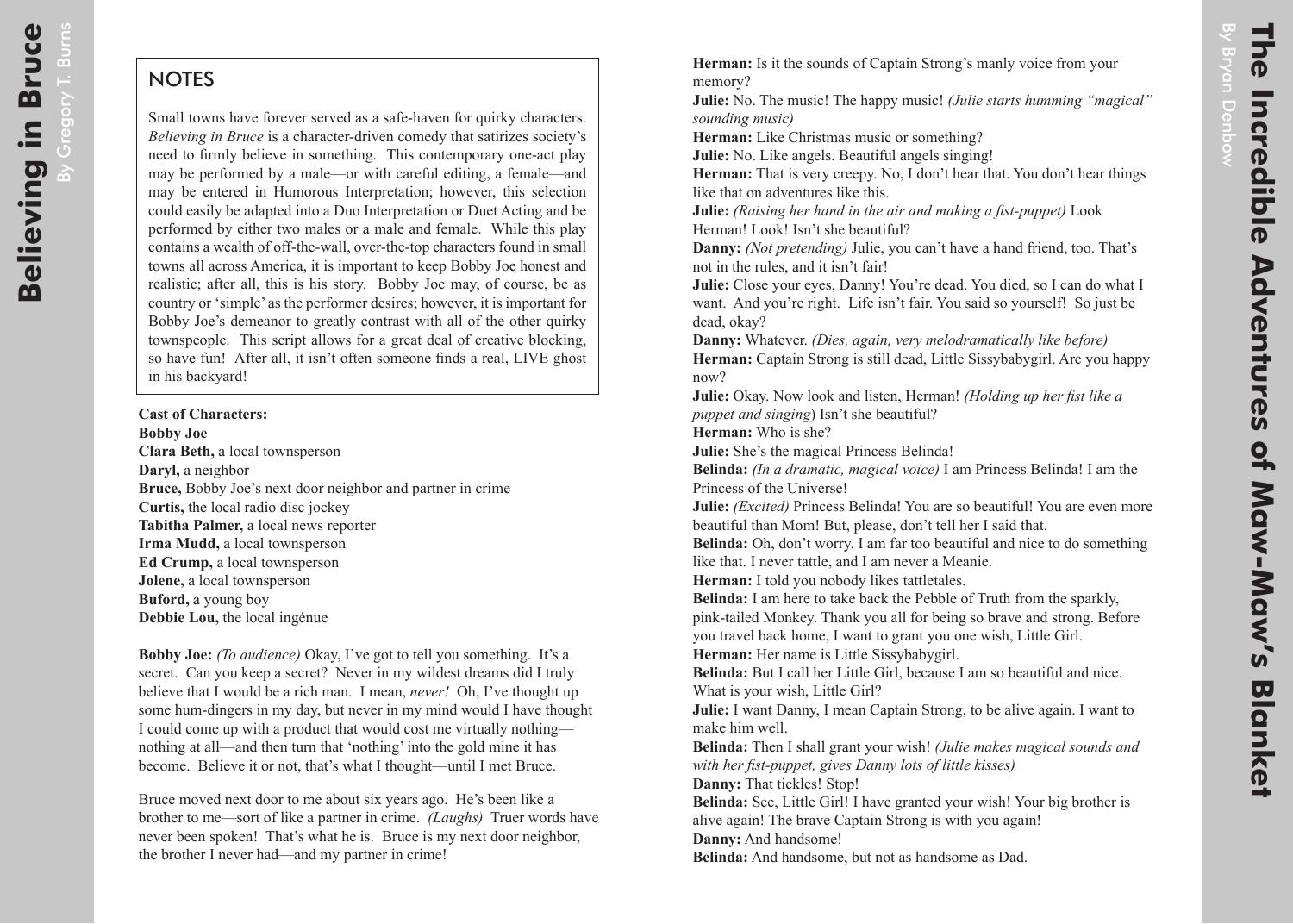# Believing in Bruce

By Gregory T. Burns

## NOTES

Small towns have forever served as a safe-haven for quirky characters. *Believing in Bruce* is a character-driven comedy that satirizes society's need to firmly believe in something. This contemporary one-act play may be performed by a male—or with careful editing, a female—and may be entered in Humorous Interpretation; however, this selection could easily be adapted into a Duo Interpretation or Duet Acting and be performed by either two males or a male and female. While this play contains a wealth of off-the-wall, over-the-top characters found in small towns all across America, it is important to keep Bobby Joe honest and realistic; after all, this is his story. Bobby Joe may, of course, be as country or 'simple' as the performer desires; however, it is important for Bobby Joe's demeanor to greatly contrast with all of the other quirky townspeople. This script allows for a great deal of creative blocking, so have fun! After all, it isn't often someone finds a real, LIVE ghost in his backyard!

**Cast of Characters:**
**Bobby Joe**
**Clara Beth,** a local townsperson
**Daryl,** a neighbor
**Bruce,** Bobby Joe's next door neighbor and partner in crime
**Curtis,** the local radio disc jockey
**Tabitha Palmer,** a local news reporter
**Irma Mudd,** a local townsperson
**Ed Crump,** a local townsperson
**Jolene,** a local townsperson
**Buford,** a young boy
**Debbie Lou,** the local ingénue

**Bobby Joe:** *(To audience)* Okay, I've got to tell you something. It's a secret. Can you keep a secret? Never in my wildest dreams did I truly believe that I would be a rich man. I mean, *never!* Oh, I've thought up some hum-dingers in my day, but never in my mind would I have thought I could come up with a product that would cost me virtually nothing—nothing at all—and then turn that 'nothing' into the gold mine it has become. Believe it or not, that's what I thought—until I met Bruce.

Bruce moved next door to me about six years ago. He's been like a brother to me—sort of like a partner in crime. *(Laughs)* Truer words have never been spoken! That's what he is. Bruce is my next door neighbor, the brother I never had—and my partner in crime!

# The Incredible Adventures of Maw-Maw's Blanket

By Bryan Denbow

**Herman:** Is it the sounds of Captain Strong's manly voice from your memory?
**Julie:** No. The music! The happy music! *(Julie starts humming "magical" sounding music)*
**Herman:** Like Christmas music or something?
**Julie:** No. Like angels. Beautiful angels singing!
**Herman:** That is very creepy. No, I don't hear that. You don't hear things like that on adventures like this.
**Julie:** *(Raising her hand in the air and making a fist-puppet)* Look Herman! Look! Isn't she beautiful?
**Danny:** *(Not pretending)* Julie, you can't have a hand friend, too. That's not in the rules, and it isn't fair!
**Julie:** Close your eyes, Danny! You're dead. You died, so I can do what I want. And you're right. Life isn't fair. You said so yourself! So just be dead, okay?
**Danny:** Whatever. *(Dies, again, very melodramatically like before)*
**Herman:** Captain Strong is still dead, Little Sissybabygirl. Are you happy now?
**Julie:** Okay. Now look and listen, Herman! *(Holding up her fist like a puppet and singing*) Isn't she beautiful?
**Herman:** Who is she?
**Julie:** She's the magical Princess Belinda!
**Belinda:** *(In a dramatic, magical voice)* I am Princess Belinda! I am the Princess of the Universe!
**Julie:** *(Excited)* Princess Belinda! You are so beautiful! You are even more beautiful than Mom! But, please, don't tell her I said that.
**Belinda:** Oh, don't worry. I am far too beautiful and nice to do something like that. I never tattle, and I am never a Meanie.
**Herman:** I told you nobody likes tattletales.
**Belinda:** I am here to take back the Pebble of Truth from the sparkly, pink-tailed Monkey. Thank you all for being so brave and strong. Before you travel back home, I want to grant you one wish, Little Girl.
**Herman:** Her name is Little Sissybabygirl.
**Belinda:** But I call her Little Girl, because I am so beautiful and nice. What is your wish, Little Girl?
**Julie:** I want Danny, I mean Captain Strong, to be alive again. I want to make him well.
**Belinda:** Then I shall grant your wish! *(Julie makes magical sounds and with her fist-puppet, gives Danny lots of little kisses)*
**Danny:** That tickles! Stop!
**Belinda:** See, Little Girl! I have granted your wish! Your big brother is alive again! The brave Captain Strong is with you again!
**Danny:** And handsome!
**Belinda:** And handsome, but not as handsome as Dad.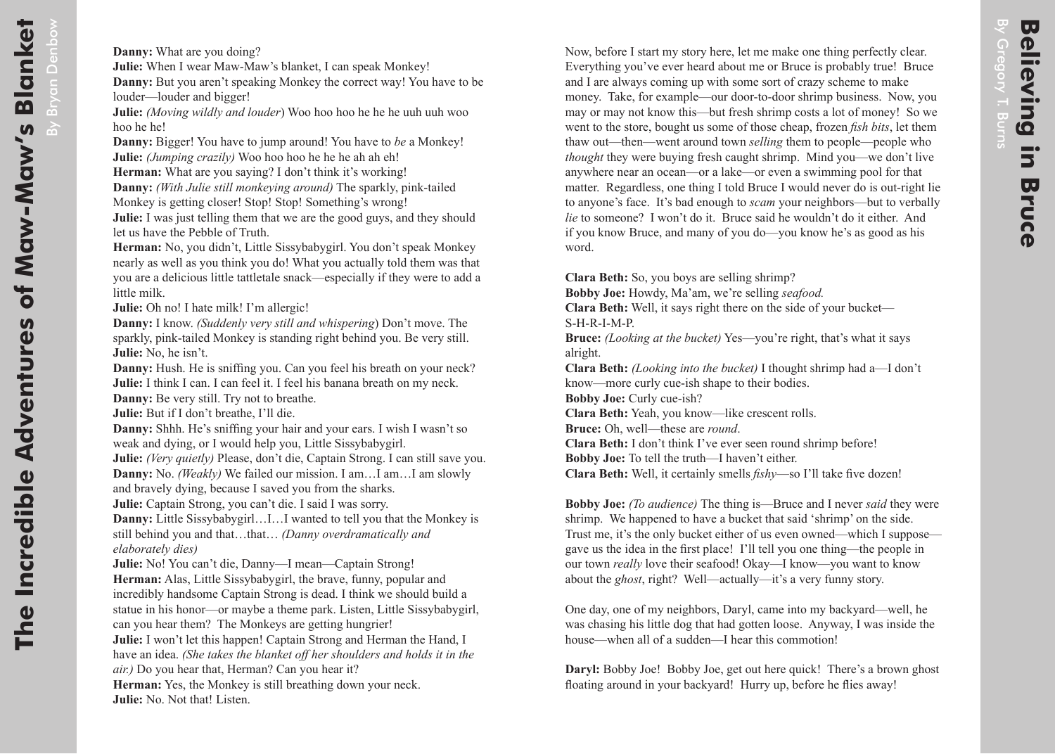**Danny:** What are you doing?
**Julie:** When I wear Maw-Maw's blanket, I can speak Monkey!
**Danny:** But you aren't speaking Monkey the correct way! You have to be louder—louder and bigger!
**Julie:** *(Moving wildly and louder*) Woo hoo hoo he he he uuh uuh woo hoo he he!
**Danny:** Bigger! You have to jump around! You have to *be* a Monkey!
**Julie:** *(Jumping crazily)* Woo hoo hoo he he he ah ah eh!
**Herman:** What are you saying? I don't think it's working!
**Danny:** *(With Julie still monkeying around)* The sparkly, pink-tailed Monkey is getting closer! Stop! Stop! Something's wrong!
**Julie:** I was just telling them that we are the good guys, and they should let us have the Pebble of Truth.
**Herman:** No, you didn't, Little Sissybabygirl. You don't speak Monkey nearly as well as you think you do! What you actually told them was that you are a delicious little tattletale snack—especially if they were to add a little milk.
**Julie:** Oh no! I hate milk! I'm allergic!
**Danny:** I know. *(Suddenly very still and whispering*) Don't move. The sparkly, pink-tailed Monkey is standing right behind you. Be very still.
**Julie:** No, he isn't.
**Danny:** Hush. He is sniffing you. Can you feel his breath on your neck?
**Julie:** I think I can. I can feel it. I feel his banana breath on my neck.
**Danny:** Be very still. Try not to breathe.
**Julie:** But if I don't breathe, I'll die.
**Danny:** Shhh. He's sniffing your hair and your ears. I wish I wasn't so weak and dying, or I would help you, Little Sissybabygirl.
**Julie:** *(Very quietly)* Please, don't die, Captain Strong. I can still save you.
**Danny:** No. *(Weakly)* We failed our mission. I am…I am…I am slowly and bravely dying, because I saved you from the sharks.
**Julie:** Captain Strong, you can't die. I said I was sorry.
**Danny:** Little Sissybabygirl…I…I wanted to tell you that the Monkey is still behind you and that…that… *(Danny overdramatically and elaborately dies)*
**Julie:** No! You can't die, Danny—I mean—Captain Strong!
**Herman:** Alas, Little Sissybabygirl, the brave, funny, popular and incredibly handsome Captain Strong is dead. I think we should build a statue in his honor—or maybe a theme park. Listen, Little Sissybabygirl, can you hear them? The Monkeys are getting hungrier!
**Julie:** I won't let this happen! Captain Strong and Herman the Hand, I have an idea. *(She takes the blanket off her shoulders and holds it in the air.)* Do you hear that, Herman? Can you hear it?
**Herman:** Yes, the Monkey is still breathing down your neck.
**Julie:** No. Not that! Listen.

# Believing in Bruce

By Gregory T. Burns

Now, before I start my story here, let me make one thing perfectly clear. Everything you've ever heard about me or Bruce is probably true! Bruce and I are always coming up with some sort of crazy scheme to make money. Take, for example—our door-to-door shrimp business. Now, you may or may not know this—but fresh shrimp costs a lot of money! So we went to the store, bought us some of those cheap, frozen *fish bits*, let them thaw out—then—went around town *selling* them to people—people who *thought* they were buying fresh caught shrimp. Mind you—we don't live anywhere near an ocean—or a lake—or even a swimming pool for that matter. Regardless, one thing I told Bruce I would never do is out-right lie to anyone's face. It's bad enough to *scam* your neighbors—but to verbally *lie* to someone? I won't do it. Bruce said he wouldn't do it either. And if you know Bruce, and many of you do—you know he's as good as his word.

**Clara Beth:** So, you boys are selling shrimp?
**Bobby Joe:** Howdy, Ma'am, we're selling *seafood.*
**Clara Beth:** Well, it says right there on the side of your bucket—S-H-R-I-M-P.
**Bruce:** *(Looking at the bucket)* Yes—you're right, that's what it says alright.
**Clara Beth:** *(Looking into the bucket)* I thought shrimp had a—I don't know—more curly cue-ish shape to their bodies.
**Bobby Joe:** Curly cue-ish?
**Clara Beth:** Yeah, you know—like crescent rolls.
**Bruce:** Oh, well—these are *round*.
**Clara Beth:** I don't think I've ever seen round shrimp before!
**Bobby Joe:** To tell the truth—I haven't either.
**Clara Beth:** Well, it certainly smells *fishy*—so I'll take five dozen!

**Bobby Joe:** *(To audience)* The thing is—Bruce and I never *said* they were shrimp. We happened to have a bucket that said 'shrimp' on the side. Trust me, it's the only bucket either of us even owned—which I suppose—gave us the idea in the first place! I'll tell you one thing—the people in our town *really* love their seafood! Okay—I know—you want to know about the *ghost*, right? Well—actually—it's a very funny story.

One day, one of my neighbors, Daryl, came into my backyard—well, he was chasing his little dog that had gotten loose. Anyway, I was inside the house—when all of a sudden—I hear this commotion!

**Daryl:** Bobby Joe! Bobby Joe, get out here quick! There's a brown ghost floating around in your backyard! Hurry up, before he flies away!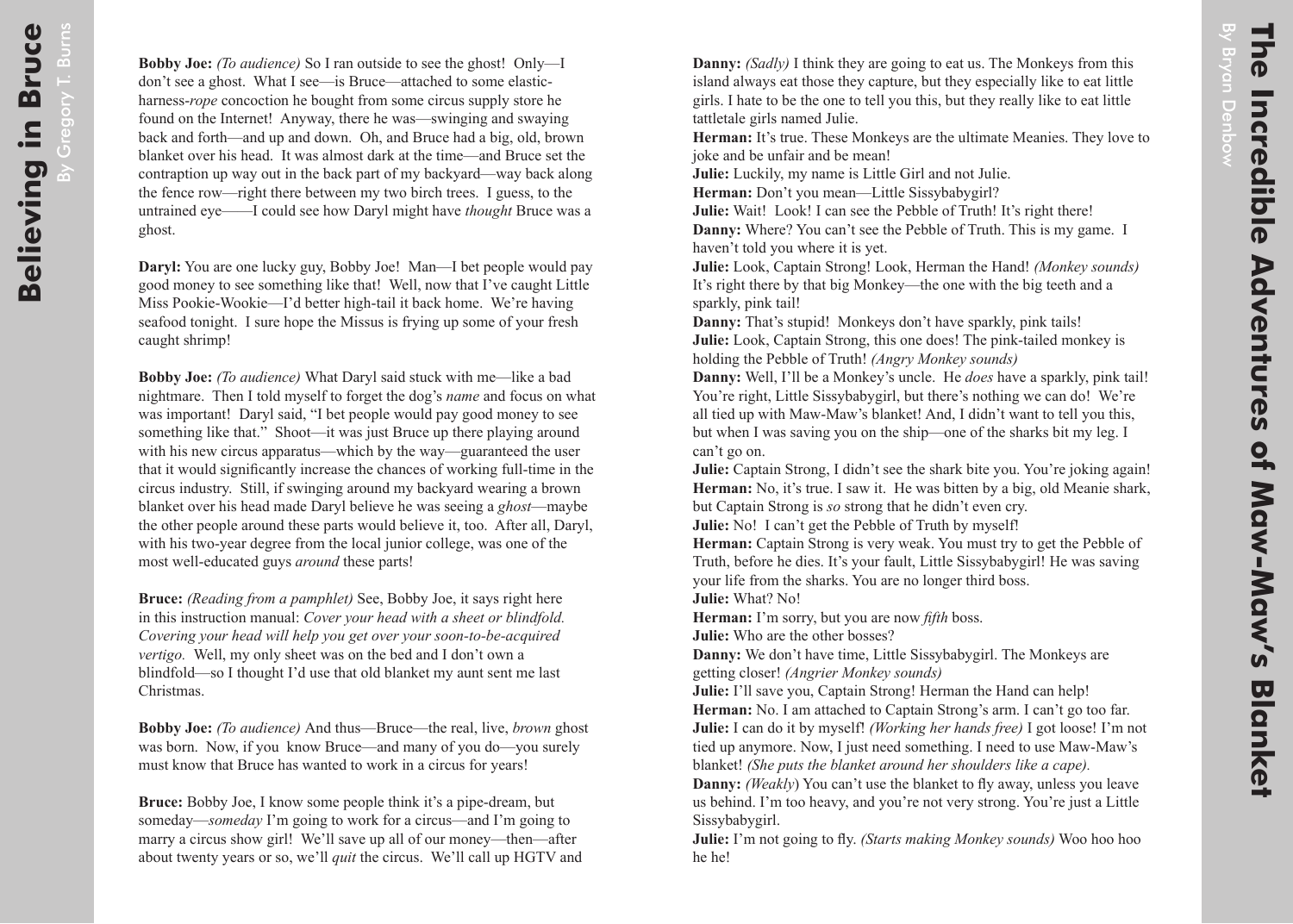**Bobby Joe:** *(To audience)* So I ran outside to see the ghost! Only—I don't see a ghost. What I see—is Bruce—attached to some elastic-harness-*rope* concoction he bought from some circus supply store he found on the Internet! Anyway, there he was—swinging and swaying back and forth—and up and down. Oh, and Bruce had a big, old, brown blanket over his head. It was almost dark at the time—and Bruce set the contraption up way out in the back part of my backyard—way back along the fence row—right there between my two birch trees. I guess, to the untrained eye——I could see how Daryl might have *thought* Bruce was a ghost.

**Daryl:** You are one lucky guy, Bobby Joe! Man—I bet people would pay good money to see something like that! Well, now that I've caught Little Miss Pookie-Wookie—I'd better high-tail it back home. We're having seafood tonight. I sure hope the Missus is frying up some of your fresh caught shrimp!

**Bobby Joe:** *(To audience)* What Daryl said stuck with me—like a bad nightmare. Then I told myself to forget the dog's *name* and focus on what was important! Daryl said, "I bet people would pay good money to see something like that." Shoot—it was just Bruce up there playing around with his new circus apparatus—which by the way—guaranteed the user that it would significantly increase the chances of working full-time in the circus industry. Still, if swinging around my backyard wearing a brown blanket over his head made Daryl believe he was seeing a *ghost*—maybe the other people around these parts would believe it, too. After all, Daryl, with his two-year degree from the local junior college, was one of the most well-educated guys *around* these parts!

**Bruce:** *(Reading from a pamphlet)* See, Bobby Joe, it says right here in this instruction manual: *Cover your head with a sheet or blindfold. Covering your head will help you get over your soon-to-be-acquired vertigo.* Well, my only sheet was on the bed and I don't own a blindfold—so I thought I'd use that old blanket my aunt sent me last Christmas.

**Bobby Joe:** *(To audience)* And thus—Bruce—the real, live, *brown* ghost was born. Now, if you know Bruce—and many of you do—you surely must know that Bruce has wanted to work in a circus for years!

**Bruce:** Bobby Joe, I know some people think it's a pipe-dream, but someday—*someday* I'm going to work for a circus—and I'm going to marry a circus show girl! We'll save up all of our money—then—after about twenty years or so, we'll *quit* the circus. We'll call up HGTV and

**Danny:** *(Sadly)* I think they are going to eat us. The Monkeys from this island always eat those they capture, but they especially like to eat little girls. I hate to be the one to tell you this, but they really like to eat little tattletale girls named Julie.
**Herman:** It's true. These Monkeys are the ultimate Meanies. They love to joke and be unfair and be mean!
**Julie:** Luckily, my name is Little Girl and not Julie.
**Herman:** Don't you mean—Little Sissybabygirl?
**Julie:** Wait! Look! I can see the Pebble of Truth! It's right there!
**Danny:** Where? You can't see the Pebble of Truth. This is my game. I haven't told you where it is yet.
**Julie:** Look, Captain Strong! Look, Herman the Hand! *(Monkey sounds)* It's right there by that big Monkey—the one with the big teeth and a sparkly, pink tail!
**Danny:** That's stupid! Monkeys don't have sparkly, pink tails!
**Julie:** Look, Captain Strong, this one does! The pink-tailed monkey is holding the Pebble of Truth! *(Angry Monkey sounds)*
**Danny:** Well, I'll be a Monkey's uncle. He *does* have a sparkly, pink tail! You're right, Little Sissybabygirl, but there's nothing we can do! We're all tied up with Maw-Maw's blanket! And, I didn't want to tell you this, but when I was saving you on the ship—one of the sharks bit my leg. I can't go on.
**Julie:** Captain Strong, I didn't see the shark bite you. You're joking again!
**Herman:** No, it's true. I saw it. He was bitten by a big, old Meanie shark, but Captain Strong is *so* strong that he didn't even cry.
**Julie:** No! I can't get the Pebble of Truth by myself!
**Herman:** Captain Strong is very weak. You must try to get the Pebble of Truth, before he dies. It's your fault, Little Sissybabygirl! He was saving your life from the sharks. You are no longer third boss.
**Julie:** What? No!
**Herman:** I'm sorry, but you are now *fifth* boss.
**Julie:** Who are the other bosses?
**Danny:** We don't have time, Little Sissybabygirl. The Monkeys are getting closer! *(Angrier Monkey sounds)*
**Julie:** I'll save you, Captain Strong! Herman the Hand can help!
**Herman:** No. I am attached to Captain Strong's arm. I can't go too far.
**Julie:** I can do it by myself! *(Working her hands free)* I got loose! I'm not tied up anymore. Now, I just need something. I need to use Maw-Maw's blanket! *(She puts the blanket around her shoulders like a cape).*
**Danny:** *(Weakly)* You can't use the blanket to fly away, unless you leave us behind. I'm too heavy, and you're not very strong. You're just a Little Sissybabygirl.
**Julie:** I'm not going to fly. *(Starts making Monkey sounds)* Woo hoo hoo he he!